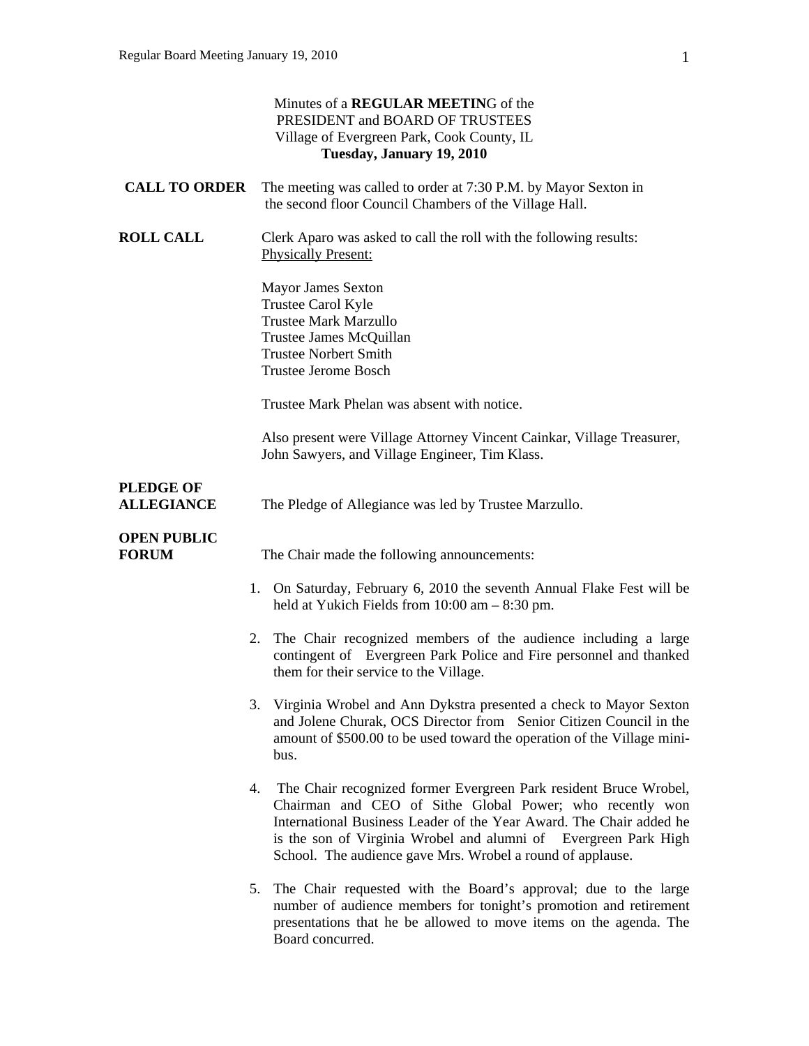Minutes of a **REGULAR MEETIN**G of the
PRESIDENT and BOARD OF TRUSTEES
Village of Evergreen Park, Cook County, IL
**Tuesday, January 19, 2010**

**CALL TO ORDER** The meeting was called to order at 7:30 P.M. by Mayor Sexton in the second floor Council Chambers of the Village Hall.

**ROLL CALL** Clerk Aparo was asked to call the roll with the following results:
Physically Present:

Mayor James Sexton
Trustee Carol Kyle
Trustee Mark Marzullo
Trustee James McQuillan
Trustee Norbert Smith
Trustee Jerome Bosch

Trustee Mark Phelan was absent with notice.

Also present were Village Attorney Vincent Cainkar, Village Treasurer, John Sawyers, and Village Engineer, Tim Klass.

**PLEDGE OF ALLEGIANCE** The Pledge of Allegiance was led by Trustee Marzullo.

**OPEN PUBLIC FORUM** The Chair made the following announcements:

1. On Saturday, February 6, 2010 the seventh Annual Flake Fest will be held at Yukich Fields from 10:00 am – 8:30 pm.

2. The Chair recognized members of the audience including a large contingent of Evergreen Park Police and Fire personnel and thanked them for their service to the Village.

3. Virginia Wrobel and Ann Dykstra presented a check to Mayor Sexton and Jolene Churak, OCS Director from Senior Citizen Council in the amount of $500.00 to be used toward the operation of the Village mini-bus.

4. The Chair recognized former Evergreen Park resident Bruce Wrobel, Chairman and CEO of Sithe Global Power; who recently won International Business Leader of the Year Award. The Chair added he is the son of Virginia Wrobel and alumni of Evergreen Park High School. The audience gave Mrs. Wrobel a round of applause.

5. The Chair requested with the Board's approval; due to the large number of audience members for tonight's promotion and retirement presentations that he be allowed to move items on the agenda. The Board concurred.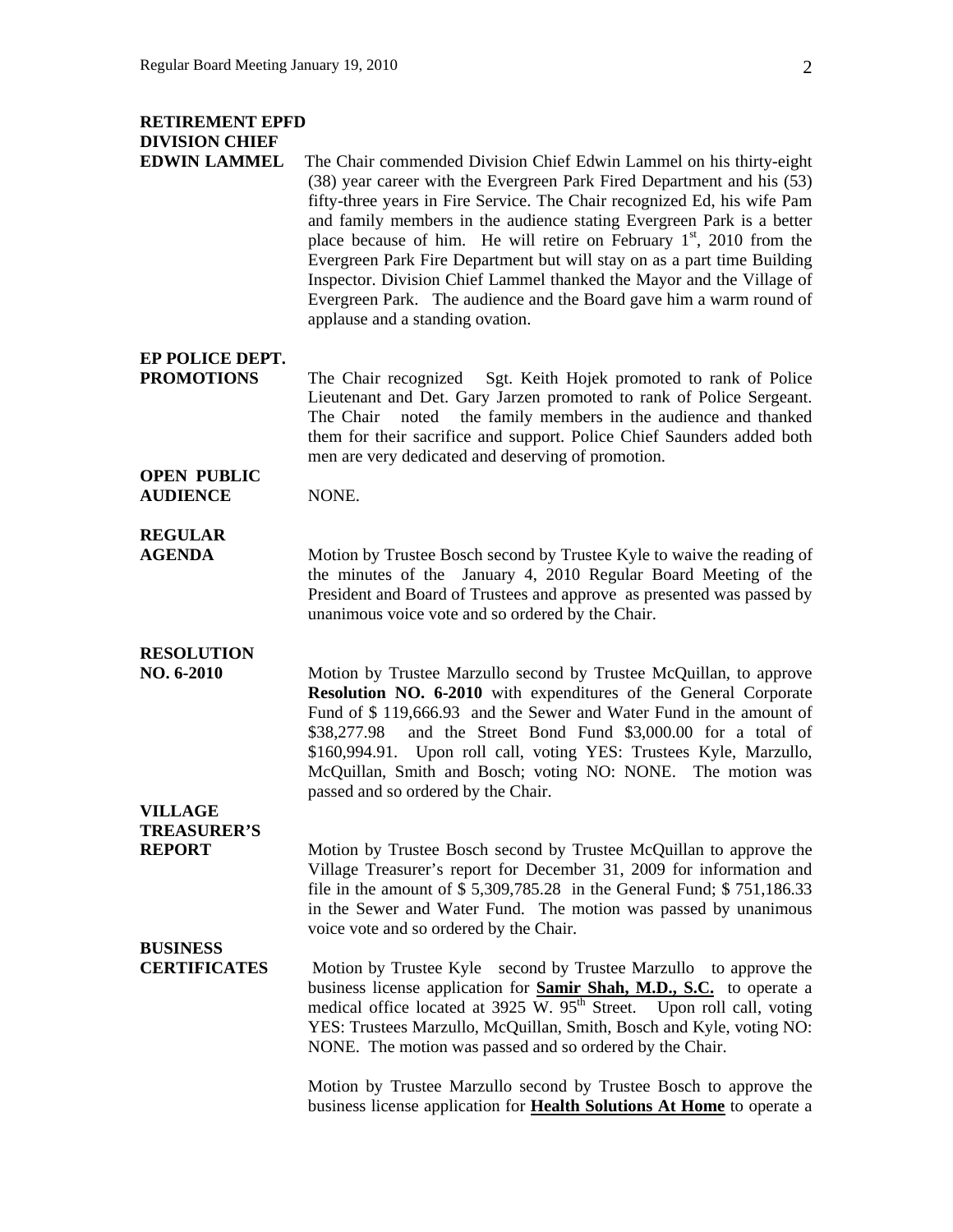**RETIREMENT EPFD DIVISION CHIEF EDWIN LAMMEL**

The Chair commended Division Chief Edwin Lammel on his thirty-eight (38) year career with the Evergreen Park Fired Department and his (53) fifty-three years in Fire Service. The Chair recognized Ed, his wife Pam and family members in the audience stating Evergreen Park is a better place because of him. He will retire on February 1st, 2010 from the Evergreen Park Fire Department but will stay on as a part time Building Inspector. Division Chief Lammel thanked the Mayor and the Village of Evergreen Park. The audience and the Board gave him a warm round of applause and a standing ovation.

**EP POLICE DEPT. PROMOTIONS**

The Chair recognized Sgt. Keith Hojek promoted to rank of Police Lieutenant and Det. Gary Jarzen promoted to rank of Police Sergeant. The Chair noted the family members in the audience and thanked them for their sacrifice and support. Police Chief Saunders added both men are very dedicated and deserving of promotion.

**OPEN PUBLIC AUDIENCE**

NONE.

**REGULAR AGENDA**

Motion by Trustee Bosch second by Trustee Kyle to waive the reading of the minutes of the January 4, 2010 Regular Board Meeting of the President and Board of Trustees and approve as presented was passed by unanimous voice vote and so ordered by the Chair.

**RESOLUTION NO. 6-2010**

Motion by Trustee Marzullo second by Trustee McQuillan, to approve **Resolution NO. 6-2010** with expenditures of the General Corporate Fund of $ 119,666.93 and the Sewer and Water Fund in the amount of $38,277.98 and the Street Bond Fund $3,000.00 for a total of $160,994.91. Upon roll call, voting YES: Trustees Kyle, Marzullo, McQuillan, Smith and Bosch; voting NO: NONE. The motion was passed and so ordered by the Chair.

**VILLAGE TREASURER'S REPORT**

Motion by Trustee Bosch second by Trustee McQuillan to approve the Village Treasurer's report for December 31, 2009 for information and file in the amount of $ 5,309,785.28 in the General Fund; $ 751,186.33 in the Sewer and Water Fund. The motion was passed by unanimous voice vote and so ordered by the Chair.

**BUSINESS CERTIFICATES**

Motion by Trustee Kyle second by Trustee Marzullo to approve the business license application for **Samir Shah, M.D., S.C.** to operate a medical office located at 3925 W. 95th Street. Upon roll call, voting YES: Trustees Marzullo, McQuillan, Smith, Bosch and Kyle, voting NO: NONE. The motion was passed and so ordered by the Chair.

Motion by Trustee Marzullo second by Trustee Bosch to approve the business license application for **Health Solutions At Home** to operate a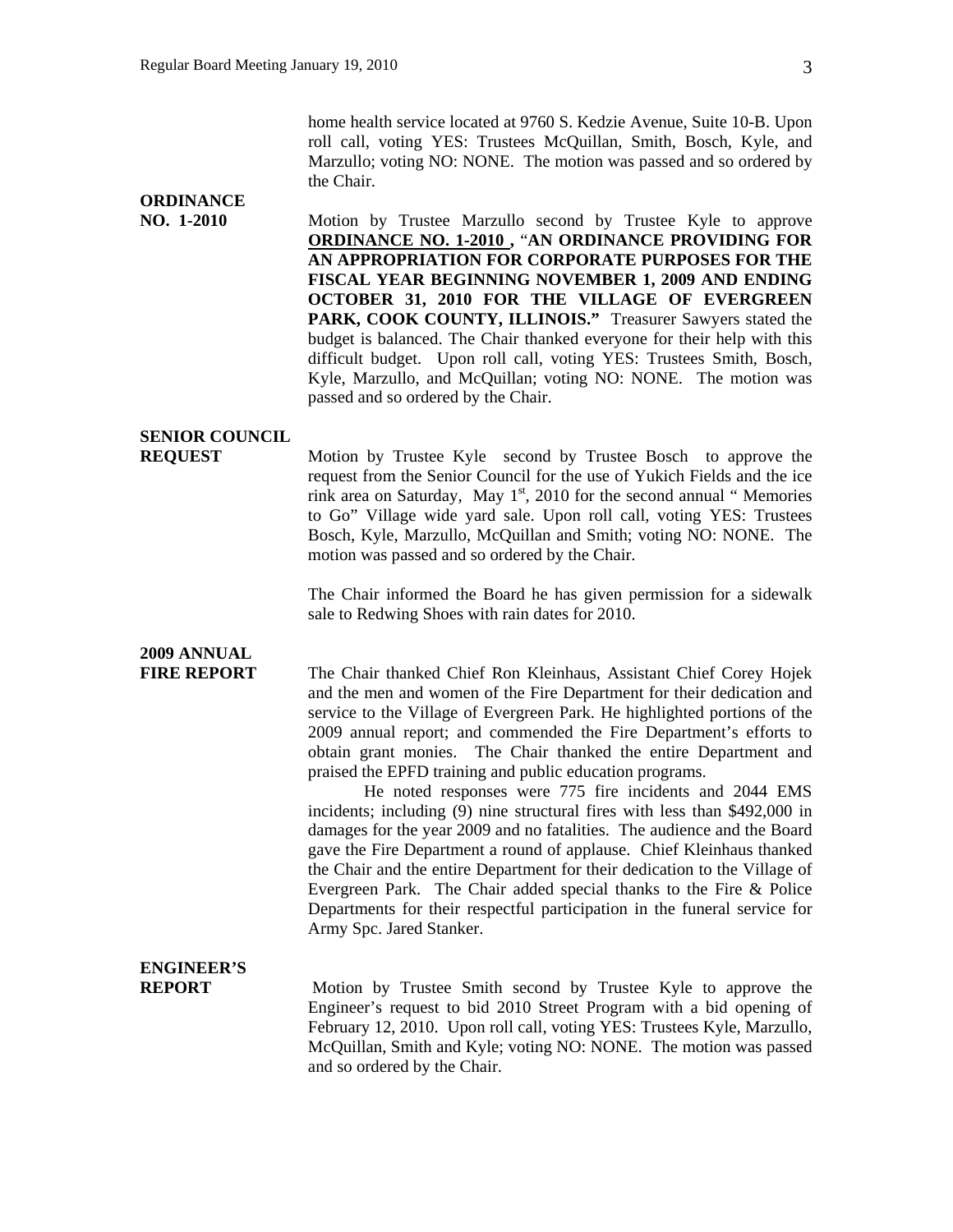home health service located at 9760 S. Kedzie Avenue, Suite 10-B. Upon roll call, voting YES: Trustees McQuillan, Smith, Bosch, Kyle, and Marzullo; voting NO: NONE. The motion was passed and so ordered by the Chair.

**ORDINANCE NO. 1-2010**

Motion by Trustee Marzullo second by Trustee Kyle to approve **ORDINANCE NO. 1-2010 ,** "**AN ORDINANCE PROVIDING FOR AN APPROPRIATION FOR CORPORATE PURPOSES FOR THE FISCAL YEAR BEGINNING NOVEMBER 1, 2009 AND ENDING OCTOBER 31, 2010 FOR THE VILLAGE OF EVERGREEN PARK, COOK COUNTY, ILLINOIS."** Treasurer Sawyers stated the budget is balanced. The Chair thanked everyone for their help with this difficult budget. Upon roll call, voting YES: Trustees Smith, Bosch, Kyle, Marzullo, and McQuillan; voting NO: NONE. The motion was passed and so ordered by the Chair.

**SENIOR COUNCIL REQUEST**

Motion by Trustee Kyle second by Trustee Bosch to approve the request from the Senior Council for the use of Yukich Fields and the ice rink area on Saturday, May 1st, 2010 for the second annual " Memories to Go" Village wide yard sale. Upon roll call, voting YES: Trustees Bosch, Kyle, Marzullo, McQuillan and Smith; voting NO: NONE. The motion was passed and so ordered by the Chair.

The Chair informed the Board he has given permission for a sidewalk sale to Redwing Shoes with rain dates for 2010.

**2009 ANNUAL FIRE REPORT**

The Chair thanked Chief Ron Kleinhaus, Assistant Chief Corey Hojek and the men and women of the Fire Department for their dedication and service to the Village of Evergreen Park. He highlighted portions of the 2009 annual report; and commended the Fire Department's efforts to obtain grant monies. The Chair thanked the entire Department and praised the EPFD training and public education programs.

He noted responses were 775 fire incidents and 2044 EMS incidents; including (9) nine structural fires with less than $492,000 in damages for the year 2009 and no fatalities. The audience and the Board gave the Fire Department a round of applause. Chief Kleinhaus thanked the Chair and the entire Department for their dedication to the Village of Evergreen Park. The Chair added special thanks to the Fire & Police Departments for their respectful participation in the funeral service for Army Spc. Jared Stanker.

**ENGINEER'S REPORT**

Motion by Trustee Smith second by Trustee Kyle to approve the Engineer's request to bid 2010 Street Program with a bid opening of February 12, 2010. Upon roll call, voting YES: Trustees Kyle, Marzullo, McQuillan, Smith and Kyle; voting NO: NONE. The motion was passed and so ordered by the Chair.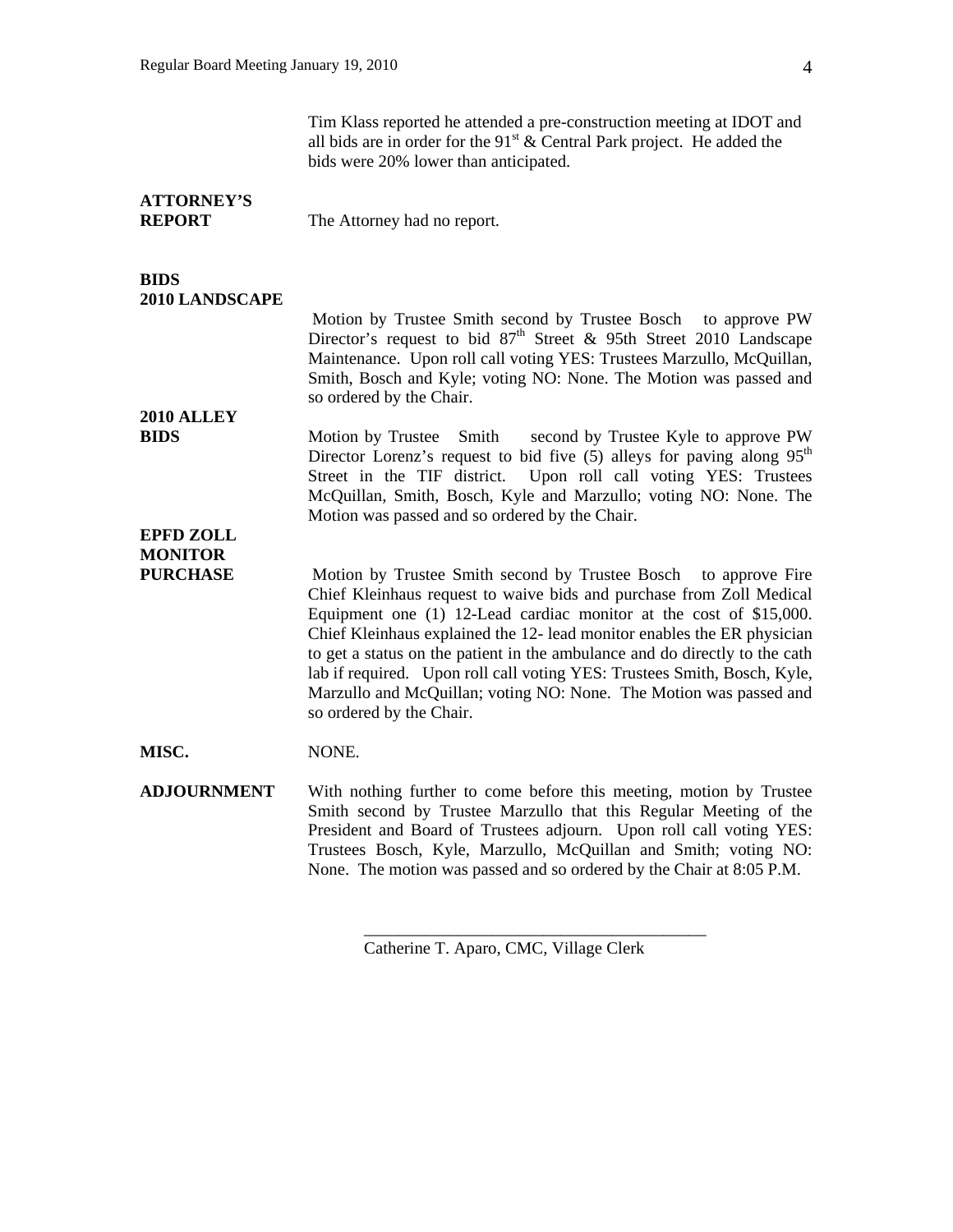Tim Klass reported he attended a pre-construction meeting at IDOT and all bids are in order for the 91st & Central Park project. He added the bids were 20% lower than anticipated.

**ATTORNEY'S REPORT**

The Attorney had no report.

**BIDS**

**2010 LANDSCAPE**

Motion by Trustee Smith second by Trustee Bosch to approve PW Director's request to bid 87th Street & 95th Street 2010 Landscape Maintenance. Upon roll call voting YES: Trustees Marzullo, McQuillan, Smith, Bosch and Kyle; voting NO: None. The Motion was passed and so ordered by the Chair.

**2010 ALLEY BIDS**

Motion by Trustee Smith second by Trustee Kyle to approve PW Director Lorenz's request to bid five (5) alleys for paving along 95th Street in the TIF district. Upon roll call voting YES: Trustees McQuillan, Smith, Bosch, Kyle and Marzullo; voting NO: None. The Motion was passed and so ordered by the Chair.

**EPFD ZOLL MONITOR PURCHASE**

Motion by Trustee Smith second by Trustee Bosch to approve Fire Chief Kleinhaus request to waive bids and purchase from Zoll Medical Equipment one (1) 12-Lead cardiac monitor at the cost of $15,000. Chief Kleinhaus explained the 12- lead monitor enables the ER physician to get a status on the patient in the ambulance and do directly to the cath lab if required. Upon roll call voting YES: Trustees Smith, Bosch, Kyle, Marzullo and McQuillan; voting NO: None. The Motion was passed and so ordered by the Chair.

**MISC.**

NONE.

**ADJOURNMENT**

With nothing further to come before this meeting, motion by Trustee Smith second by Trustee Marzullo that this Regular Meeting of the President and Board of Trustees adjourn. Upon roll call voting YES: Trustees Bosch, Kyle, Marzullo, McQuillan and Smith; voting NO: None. The motion was passed and so ordered by the Chair at 8:05 P.M.

\_\_\_\_\_\_\_\_\_\_\_\_\_\_\_\_\_\_\_\_\_\_\_\_\_\_\_\_\_\_\_\_\_\_\_\_\_\_\_\_

Catherine T. Aparo, CMC, Village Clerk